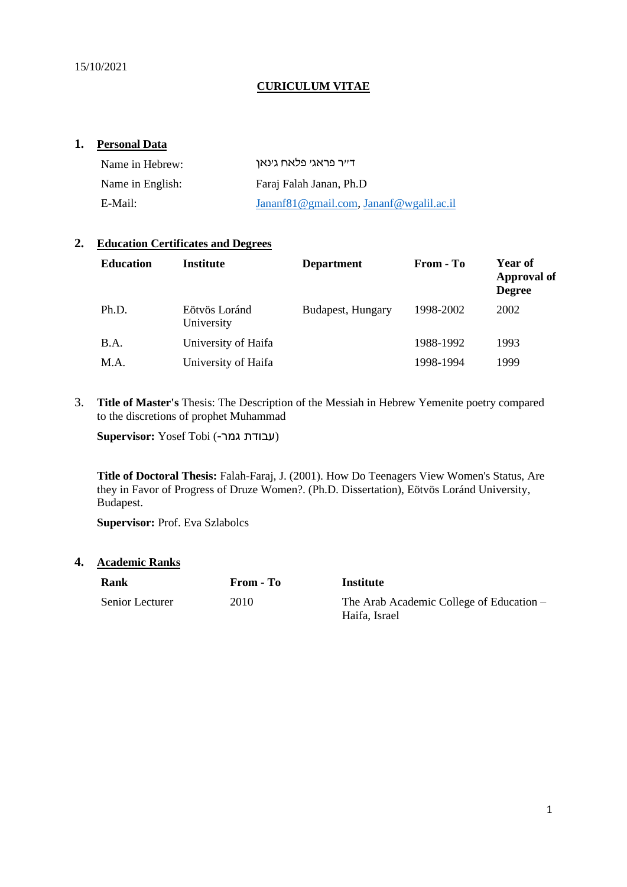15/10/2021

# CURICULUM VITAE

## 1. Personal Data

| | |
|---|---|
| Name in Hebrew: | ד"ר פראג' פלאח ג'נאן |
| Name in English: | Faraj Falah Janan, Ph.D |
| E-Mail: | Jananf81@gmail.com, Jananf@wgalil.ac.il |

## 2. Education Certificates and Degrees

| Education | Institute | Department | From - To | Year of Approval of Degree |
|---|---|---|---|---|
| Ph.D. | Eötvös Loránd University | Budapest, Hungary | 1998-2002 | 2002 |
| B.A. | University of Haifa | | 1988-1992 | 1993 |
| M.A. | University of Haifa | | 1998-1994 | 1999 |

3. **Title of Master's** Thesis: The Description of the Messiah in Hebrew Yemenite poetry compared to the discretions of prophet Muhammad

**Supervisor:** Yosef Tobi (עבודת גמר-)

**Title of Doctoral Thesis:** Falah-Faraj, J. (2001). How Do Teenagers View Women's Status, Are they in Favor of Progress of Druze Women?. (Ph.D. Dissertation), Eötvös Loránd University, Budapest.

**Supervisor:** Prof. Eva Szlabolcs

## 4. Academic Ranks

| Rank | From - To | Institute |
|---|---|---|
| Senior Lecturer | 2010 | The Arab Academic College of Education – Haifa, Israel |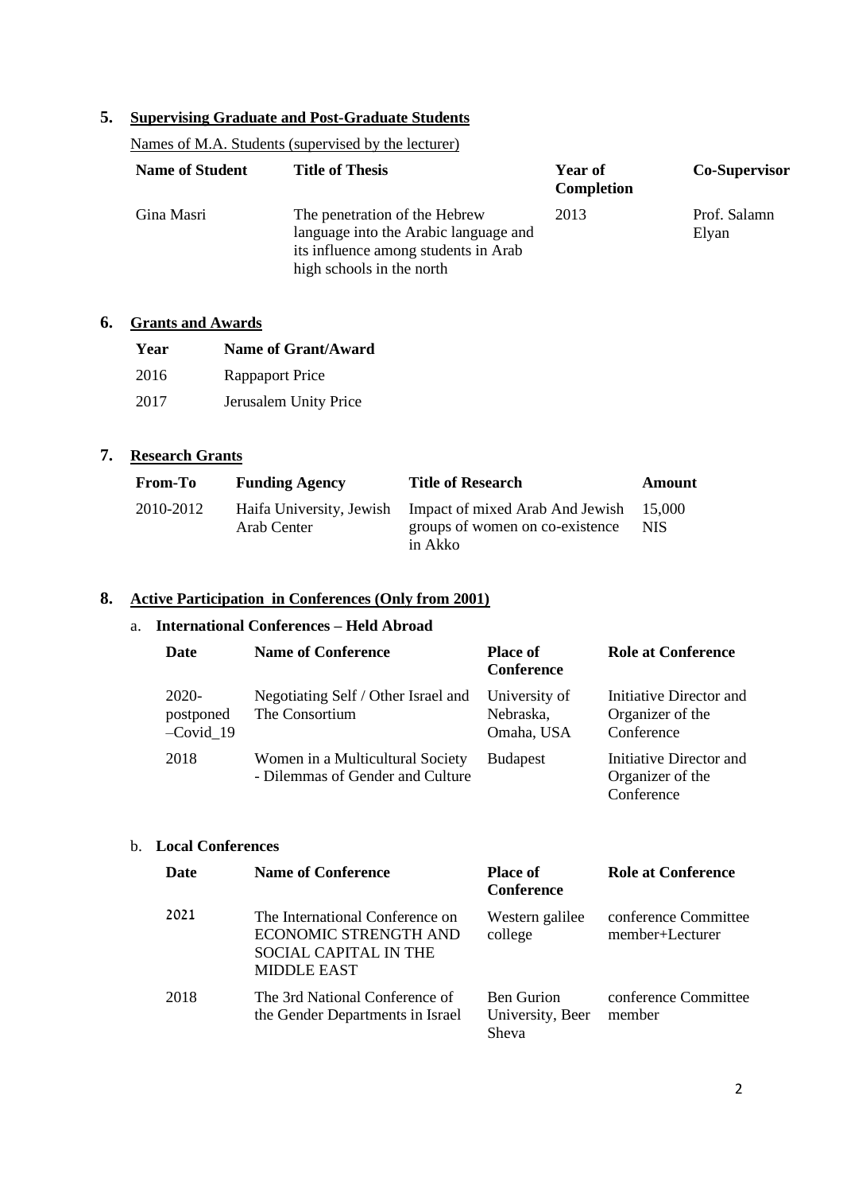## 5. Supervising Graduate and Post-Graduate Students

Names of M.A. Students (supervised by the lecturer)

| Name of Student | Title of Thesis | Year of Completion | Co-Supervisor |
|---|---|---|---|
| Gina Masri | The penetration of the Hebrew language into the Arabic language and its influence among students in Arab high schools in the north | 2013 | Prof. Salamn Elyan |

## 6. Grants and Awards

| Year | Name of Grant/Award |
|---|---|
| 2016 | Rappaport Price |
| 2017 | Jerusalem Unity Price |

## 7. Research Grants

| From-To | Funding Agency | Title of Research | Amount |
|---|---|---|---|
| 2010-2012 | Haifa University, Jewish Arab Center | Impact of mixed Arab And Jewish groups of women on co-existence in Akko | 15,000 NIS |

## 8. Active Participation in Conferences (Only from 2001)

### a. International Conferences – Held Abroad

| Date | Name of Conference | Place of Conference | Role at Conference |
|---|---|---|---|
| 2020-postponed –Covid_19 | Negotiating Self / Other Israel and The Consortium | University of Nebraska, Omaha, USA | Initiative Director and Organizer of the Conference |
| 2018 | Women in a Multicultural Society - Dilemmas of Gender and Culture | Budapest | Initiative Director and Organizer of the Conference |

### b. Local Conferences

| Date | Name of Conference | Place of Conference | Role at Conference |
|---|---|---|---|
| 2021 | The International Conference on ECONOMIC STRENGTH AND SOCIAL CAPITAL IN THE MIDDLE EAST | Western galilee college | conference Committee member+Lecturer |
| 2018 | The 3rd National Conference of the Gender Departments in Israel | Ben Gurion University, Beer Sheva | conference Committee member |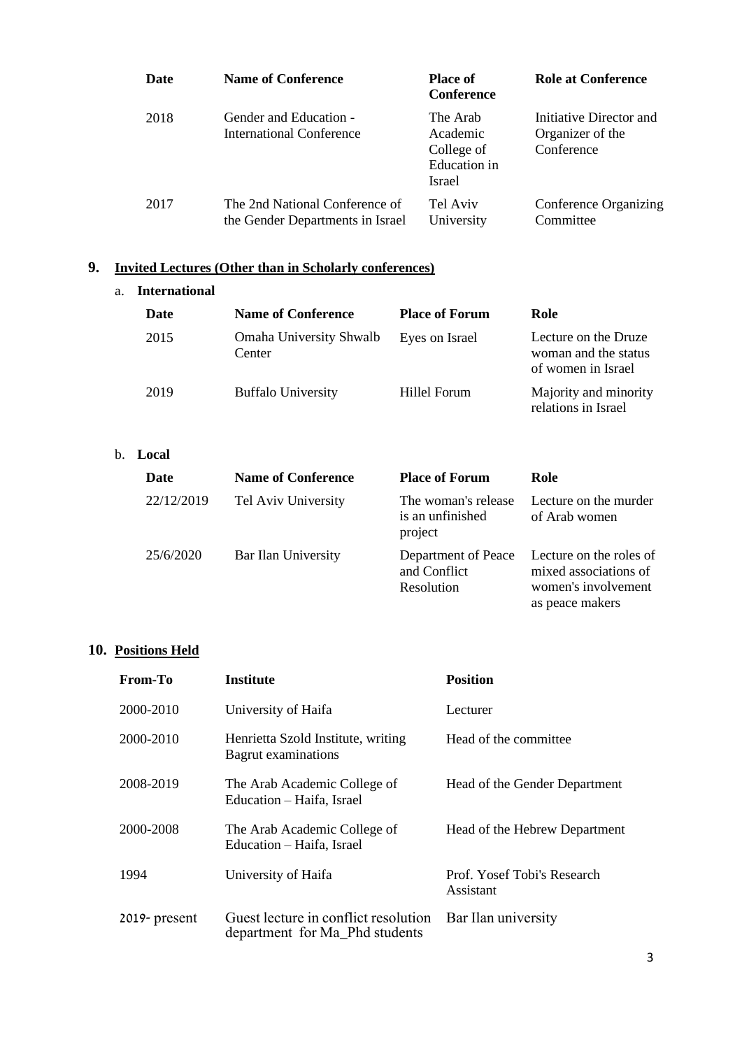| Date | Name of Conference | Place of Conference | Role at Conference |
|---|---|---|---|
| 2018 | Gender and Education - International Conference | The Arab Academic College of Education in Israel | Initiative Director and Organizer of the Conference |
| 2017 | The 2nd National Conference of the Gender Departments in Israel | Tel Aviv University | Conference Organizing Committee |

## 9. Invited Lectures (Other than in Scholarly conferences)

a. **International**

| Date | Name of Conference | Place of Forum | Role |
|---|---|---|---|
| 2015 | Omaha University Shwalb Center | Eyes on Israel | Lecture on the Druze woman and the status of women in Israel |
| 2019 | Buffalo University | Hillel Forum | Majority and minority relations in Israel |

b. **Local**

| Date | Name of Conference | Place of Forum | Role |
|---|---|---|---|
| 22/12/2019 | Tel Aviv University | The woman's release is an unfinished project | Lecture on the murder of Arab women |
| 25/6/2020 | Bar Ilan University | Department of Peace and Conflict Resolution | Lecture on the roles of mixed associations of women's involvement as peace makers |

## 10. Positions Held

| From-To | Institute | Position |
|---|---|---|
| 2000-2010 | University of Haifa | Lecturer |
| 2000-2010 | Henrietta Szold Institute, writing Bagrut examinations | Head of the committee |
| 2008-2019 | The Arab Academic College of Education – Haifa, Israel | Head of the Gender Department |
| 2000-2008 | The Arab Academic College of Education – Haifa, Israel | Head of the Hebrew Department |
| 1994 | University of Haifa | Prof. Yosef Tobi's Research Assistant |
| 2019- present | Guest lecture in conflict resolution department for Ma_Phd students | Bar Ilan university |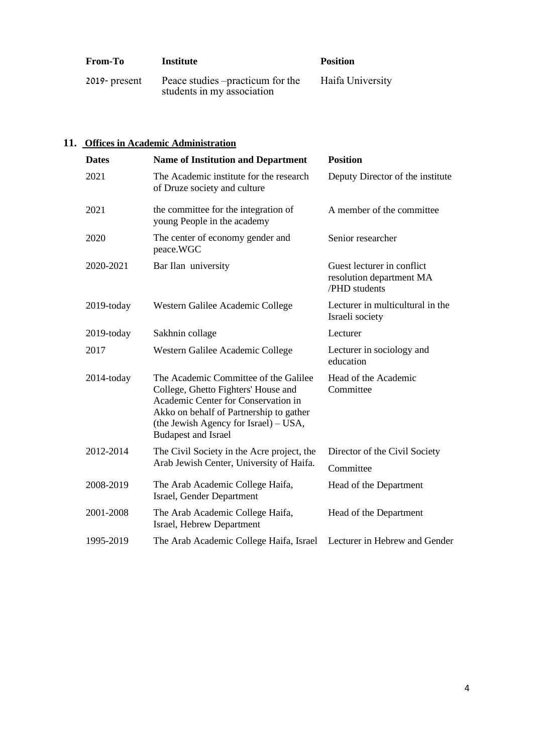| From-To | Institute | Position |
| --- | --- | --- |
| 2019- present | Peace studies –practicum for the students in my association | Haifa University |

## 11. Offices in Academic Administration

| Dates | Name of Institution and Department | Position |
| --- | --- | --- |
| 2021 | The Academic institute for the research of Druze society and culture | Deputy Director of the institute |
| 2021 | the committee for the integration of young People in the academy | A member of the committee |
| 2020 | The center of economy gender and peace.WGC | Senior researcher |
| 2020-2021 | Bar Ilan university | Guest lecturer in conflict resolution department MA /PHD students |
| 2019-today | Western Galilee Academic College | Lecturer in multicultural in the Israeli society |
| 2019-today | Sakhnin collage | Lecturer |
| 2017 | Western Galilee Academic College | Lecturer in sociology and education |
| 2014-today | The Academic Committee of the Galilee College, Ghetto Fighters' House and Academic Center for Conservation in Akko on behalf of Partnership to gather (the Jewish Agency for Israel) – USA, Budapest and Israel | Head of the Academic Committee |
| 2012-2014 | The Civil Society in the Acre project, the Arab Jewish Center, University of Haifa. | Director of the Civil Society Committee |
| 2008-2019 | The Arab Academic College Haifa, Israel, Gender Department | Head of the Department |
| 2001-2008 | The Arab Academic College Haifa, Israel, Hebrew Department | Head of the Department |
| 1995-2019 | The Arab Academic College Haifa, Israel | Lecturer in Hebrew and Gender |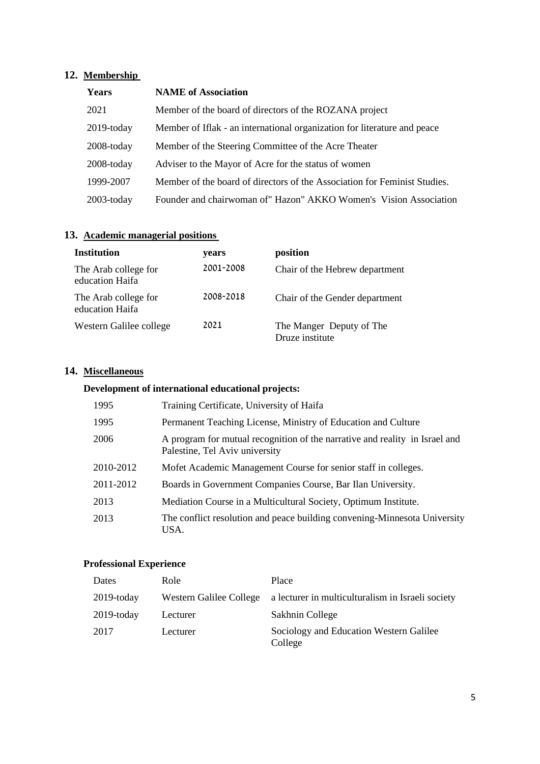## 12. Membership

| Years | NAME of Association |
|---|---|
| 2021 | Member of the board of directors of the ROZANA project |
| 2019-today | Member of Iflak - an international organization for literature and peace |
| 2008-today | Member of the Steering Committee of the Acre Theater |
| 2008-today | Adviser to the Mayor of Acre for the status of women |
| 1999-2007 | Member of the board of directors of the Association for Feminist Studies. |
| 2003-today | Founder and chairwoman of" Hazon" AKKO Women's Vision Association |

## 13. Academic managerial positions

| Institution | years | position |
|---|---|---|
| The Arab college for education Haifa | 2001-2008 | Chair of the Hebrew department |
| The Arab college for education Haifa | 2008-2018 | Chair of the Gender department |
| Western Galilee college | 2021 | The Manger Deputy of The Druze institute |

## 14. Miscellaneous

### Development of international educational projects:

| | |
|---|---|
| 1995 | Training Certificate, University of Haifa |
| 1995 | Permanent Teaching License, Ministry of Education and Culture |
| 2006 | A program for mutual recognition of the narrative and reality in Israel and Palestine, Tel Aviv university |
| 2010-2012 | Mofet Academic Management Course for senior staff in colleges. |
| 2011-2012 | Boards in Government Companies Course, Bar Ilan University. |
| 2013 | Mediation Course in a Multicultural Society, Optimum Institute. |
| 2013 | The conflict resolution and peace building convening-Minnesota University USA. |

### Professional Experience

| Dates | Role | Place |
|---|---|---|
| 2019-today | Western Galilee College | a lecturer in multiculturalism in Israeli society |
| 2019-today | Lecturer | Sakhnin College |
| 2017 | Lecturer | Sociology and Education Western Galilee College |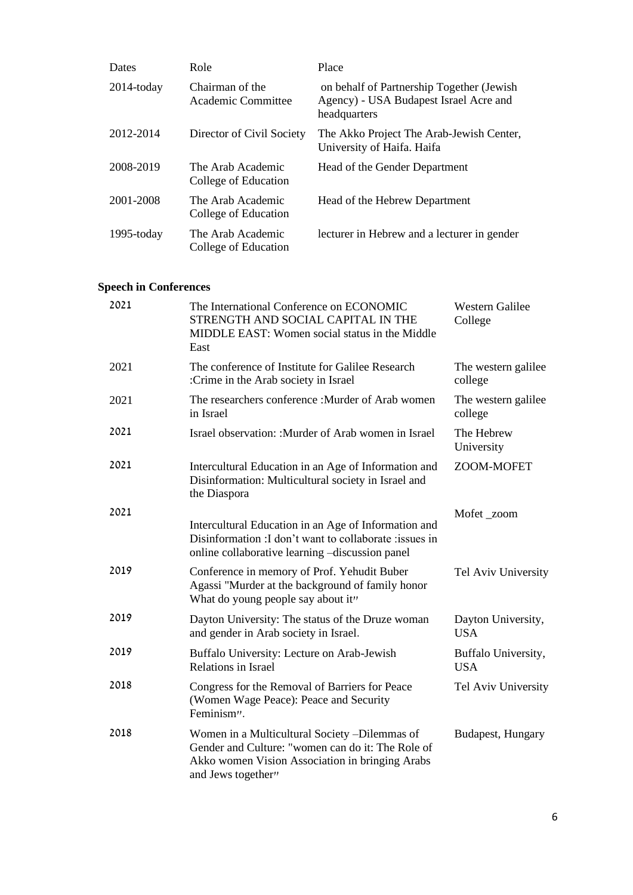| Dates | Role | Place |
|---|---|---|
| 2014-today | Chairman of the Academic Committee | on behalf of Partnership Together (Jewish Agency) - USA Budapest Israel Acre and headquarters |
| 2012-2014 | Director of Civil Society | The Akko Project The Arab-Jewish Center, University of Haifa. Haifa |
| 2008-2019 | The Arab Academic College of Education | Head of the Gender Department |
| 2001-2008 | The Arab Academic College of Education | Head of the Hebrew Department |
| 1995-today | The Arab Academic College of Education | lecturer in Hebrew and a lecturer in gender |

**Speech in Conferences**

| | | |
|---|---|---|
| 2021 | The International Conference on ECONOMIC STRENGTH AND SOCIAL CAPITAL IN THE MIDDLE EAST: Women social status in the Middle East | Western Galilee College |
| 2021 | The conference of Institute for Galilee Research :Crime in the Arab society in Israel | The western galilee college |
| 2021 | The researchers conference :Murder of Arab women in Israel | The western galilee college |
| 2021 | Israel observation: :Murder of Arab women in Israel | The Hebrew University |
| 2021 | Intercultural Education in an Age of Information and Disinformation: Multicultural society in Israel and the Diaspora | ZOOM-MOFET |
| 2021 | Intercultural Education in an Age of Information and Disinformation :I don't want to collaborate :issues in online collaborative learning –discussion panel | Mofet _zoom |
| 2019 | Conference in memory of Prof. Yehudit Buber Agassi "Murder at the background of family honor What do young people say about it" | Tel Aviv University |
| 2019 | Dayton University: The status of the Druze woman and gender in Arab society in Israel. | Dayton University, USA |
| 2019 | Buffalo University: Lecture on Arab-Jewish Relations in Israel | Buffalo University, USA |
| 2018 | Congress for the Removal of Barriers for Peace (Women Wage Peace): Peace and Security Feminism". | Tel Aviv University |
| 2018 | Women in a Multicultural Society –Dilemmas of Gender and Culture: "women can do it: The Role of Akko women Vision Association in bringing Arabs and Jews together" | Budapest, Hungary |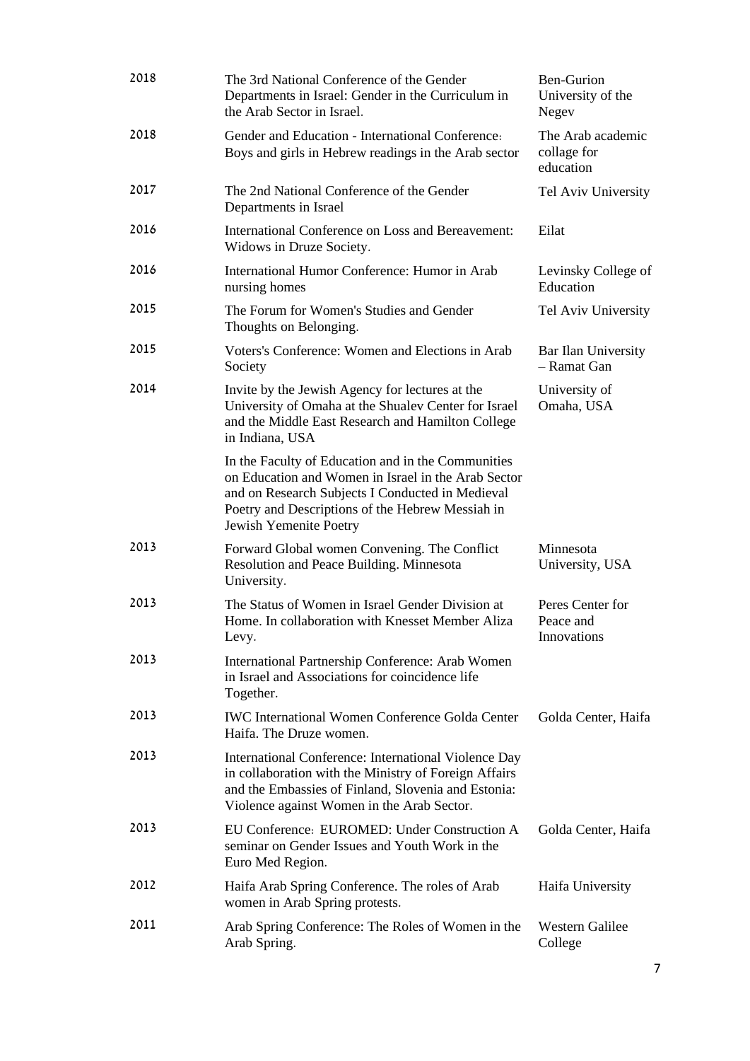| | | |
|---|---|---|
| 2018 | The 3rd National Conference of the Gender Departments in Israel: Gender in the Curriculum in the Arab Sector in Israel. | Ben-Gurion University of the Negev |
| 2018 | Gender and Education - International Conference: Boys and girls in Hebrew readings in the Arab sector | The Arab academic collage for education |
| 2017 | The 2nd National Conference of the Gender Departments in Israel | Tel Aviv University |
| 2016 | International Conference on Loss and Bereavement: Widows in Druze Society. | Eilat |
| 2016 | International Humor Conference: Humor in Arab nursing homes | Levinsky College of Education |
| 2015 | The Forum for Women's Studies and Gender Thoughts on Belonging. | Tel Aviv University |
| 2015 | Voters's Conference: Women and Elections in Arab Society | Bar Ilan University – Ramat Gan |
| 2014 | Invite by the Jewish Agency for lectures at the University of Omaha at the Shualev Center for Israel and the Middle East Research and Hamilton College in Indiana, USA<br><br>In the Faculty of Education and in the Communities on Education and Women in Israel in the Arab Sector and on Research Subjects I Conducted in Medieval Poetry and Descriptions of the Hebrew Messiah in Jewish Yemenite Poetry | University of Omaha, USA |
| 2013 | Forward Global women Convening. The Conflict Resolution and Peace Building. Minnesota University. | Minnesota University, USA |
| 2013 | The Status of Women in Israel Gender Division at Home. In collaboration with Knesset Member Aliza Levy. | Peres Center for Peace and Innovations |
| 2013 | International Partnership Conference: Arab Women in Israel and Associations for coincidence life Together. | |
| 2013 | IWC International Women Conference Golda Center Haifa. The Druze women. | Golda Center, Haifa |
| 2013 | International Conference: International Violence Day in collaboration with the Ministry of Foreign Affairs and the Embassies of Finland, Slovenia and Estonia: Violence against Women in the Arab Sector. | |
| 2013 | EU Conference: EUROMED: Under Construction A seminar on Gender Issues and Youth Work in the Euro Med Region. | Golda Center, Haifa |
| 2012 | Haifa Arab Spring Conference. The roles of Arab women in Arab Spring protests. | Haifa University |
| 2011 | Arab Spring Conference: The Roles of Women in the Arab Spring. | Western Galilee College |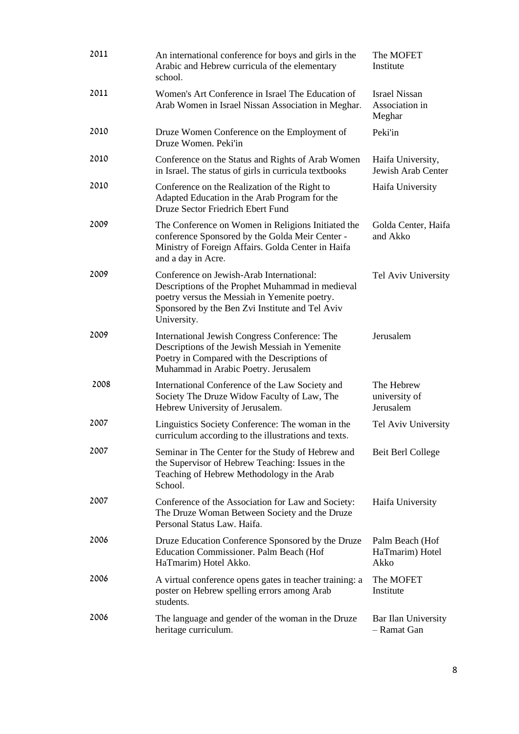| | | |
|---|---|---|
| 2011 | An international conference for boys and girls in the Arabic and Hebrew curricula of the elementary school. | The MOFET Institute |
| 2011 | Women's Art Conference in Israel The Education of Arab Women in Israel Nissan Association in Meghar. | Israel Nissan Association in Meghar |
| 2010 | Druze Women Conference on the Employment of Druze Women. Peki'in | Peki'in |
| 2010 | Conference on the Status and Rights of Arab Women in Israel. The status of girls in curricula textbooks | Haifa University, Jewish Arab Center |
| 2010 | Conference on the Realization of the Right to Adapted Education in the Arab Program for the Druze Sector Friedrich Ebert Fund | Haifa University |
| 2009 | The Conference on Women in Religions Initiated the conference Sponsored by the Golda Meir Center - Ministry of Foreign Affairs. Golda Center in Haifa and a day in Acre. | Golda Center, Haifa and Akko |
| 2009 | Conference on Jewish-Arab International: Descriptions of the Prophet Muhammad in medieval poetry versus the Messiah in Yemenite poetry. Sponsored by the Ben Zvi Institute and Tel Aviv University. | Tel Aviv University |
| 2009 | International Jewish Congress Conference: The Descriptions of the Jewish Messiah in Yemenite Poetry in Compared with the Descriptions of Muhammad in Arabic Poetry. Jerusalem | Jerusalem |
| 2008 | International Conference of the Law Society and Society The Druze Widow Faculty of Law, The Hebrew University of Jerusalem. | The Hebrew university of Jerusalem |
| 2007 | Linguistics Society Conference: The woman in the curriculum according to the illustrations and texts. | Tel Aviv University |
| 2007 | Seminar in The Center for the Study of Hebrew and the Supervisor of Hebrew Teaching: Issues in the Teaching of Hebrew Methodology in the Arab School. | Beit Berl College |
| 2007 | Conference of the Association for Law and Society: The Druze Woman Between Society and the Druze Personal Status Law. Haifa. | Haifa University |
| 2006 | Druze Education Conference Sponsored by the Druze Education Commissioner. Palm Beach (Hof HaTmarim) Hotel Akko. | Palm Beach (Hof HaTmarim) Hotel Akko |
| 2006 | A virtual conference opens gates in teacher training: a poster on Hebrew spelling errors among Arab students. | The MOFET Institute |
| 2006 | The language and gender of the woman in the Druze heritage curriculum. | Bar Ilan University – Ramat Gan |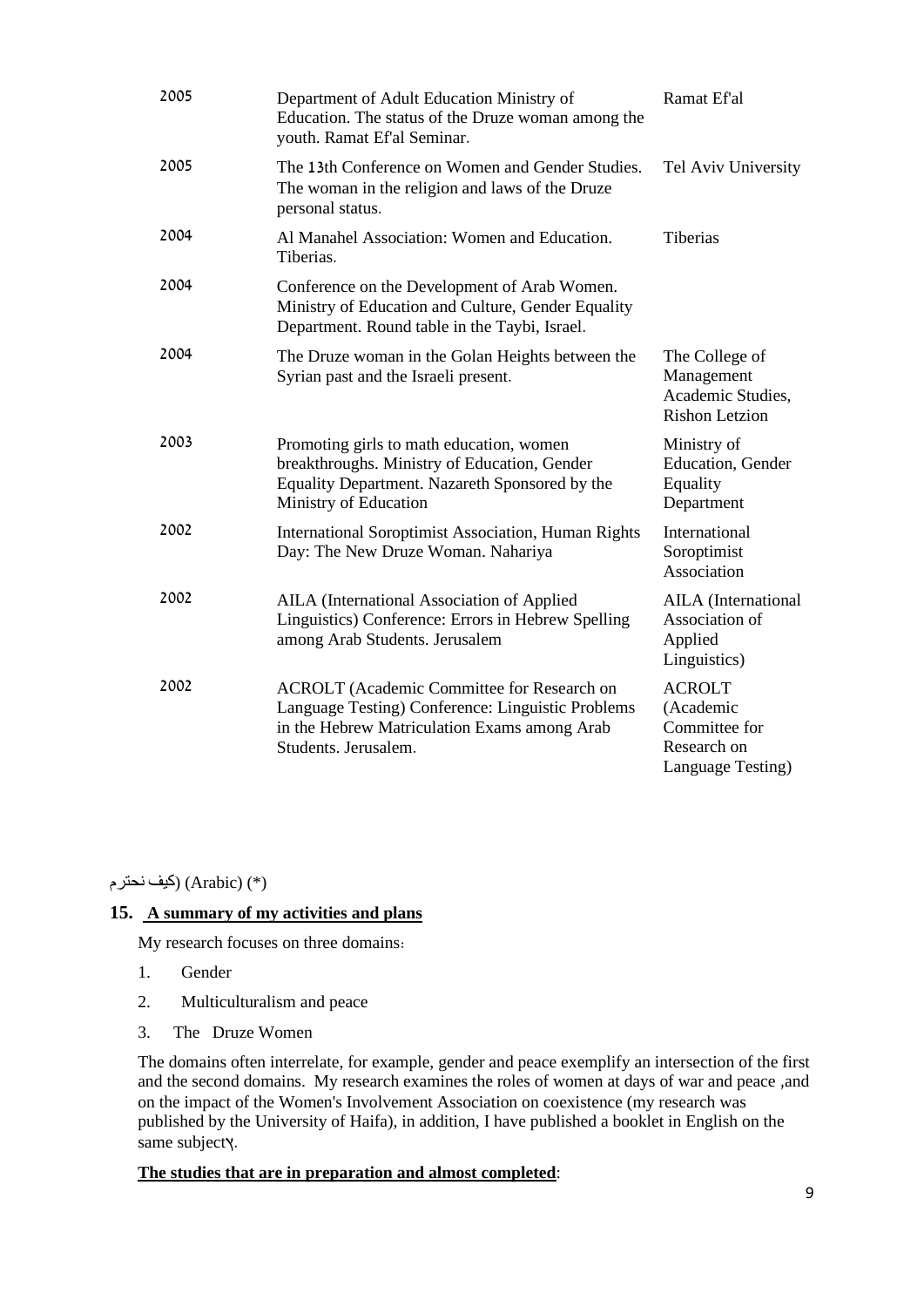| | | |
|---|---|---|
| 2005 | Department of Adult Education Ministry of Education. The status of the Druze woman among the youth. Ramat Ef'al Seminar. | Ramat Ef'al |
| 2005 | The 13th Conference on Women and Gender Studies. The woman in the religion and laws of the Druze personal status. | Tel Aviv University |
| 2004 | Al Manahel Association: Women and Education. Tiberias. | Tiberias |
| 2004 | Conference on the Development of Arab Women. Ministry of Education and Culture, Gender Equality Department. Round table in the Taybi, Israel. | |
| 2004 | The Druze woman in the Golan Heights between the Syrian past and the Israeli present. | The College of Management Academic Studies, Rishon Letzion |
| 2003 | Promoting girls to math education, women breakthroughs. Ministry of Education, Gender Equality Department. Nazareth Sponsored by the Ministry of Education | Ministry of Education, Gender Equality Department |
| 2002 | International Soroptimist Association, Human Rights Day: The New Druze Woman. Nahariya | International Soroptimist Association |
| 2002 | AILA (International Association of Applied Linguistics) Conference: Errors in Hebrew Spelling among Arab Students. Jerusalem | AILA (International Association of Applied Linguistics) |
| 2002 | ACROLT (Academic Committee for Research on Language Testing) Conference: Linguistic Problems in the Hebrew Matriculation Exams among Arab Students. Jerusalem. | ACROLT (Academic Committee for Research on Language Testing) |

(*) (Arabic) (كيف نحترم)

## 15. A summary of my activities and plans

My research focuses on three domains:

1. Gender
2. Multiculturalism and peace
3. The Druze Women

The domains often interrelate, for example, gender and peace exemplify an intersection of the first and the second domains. My research examines the roles of women at days of war and peace ,and on the impact of the Women's Involvement Association on coexistence (my research was published by the University of Haifa), in addition, I have published a booklet in English on the same subject.

**The studies that are in preparation and almost completed**: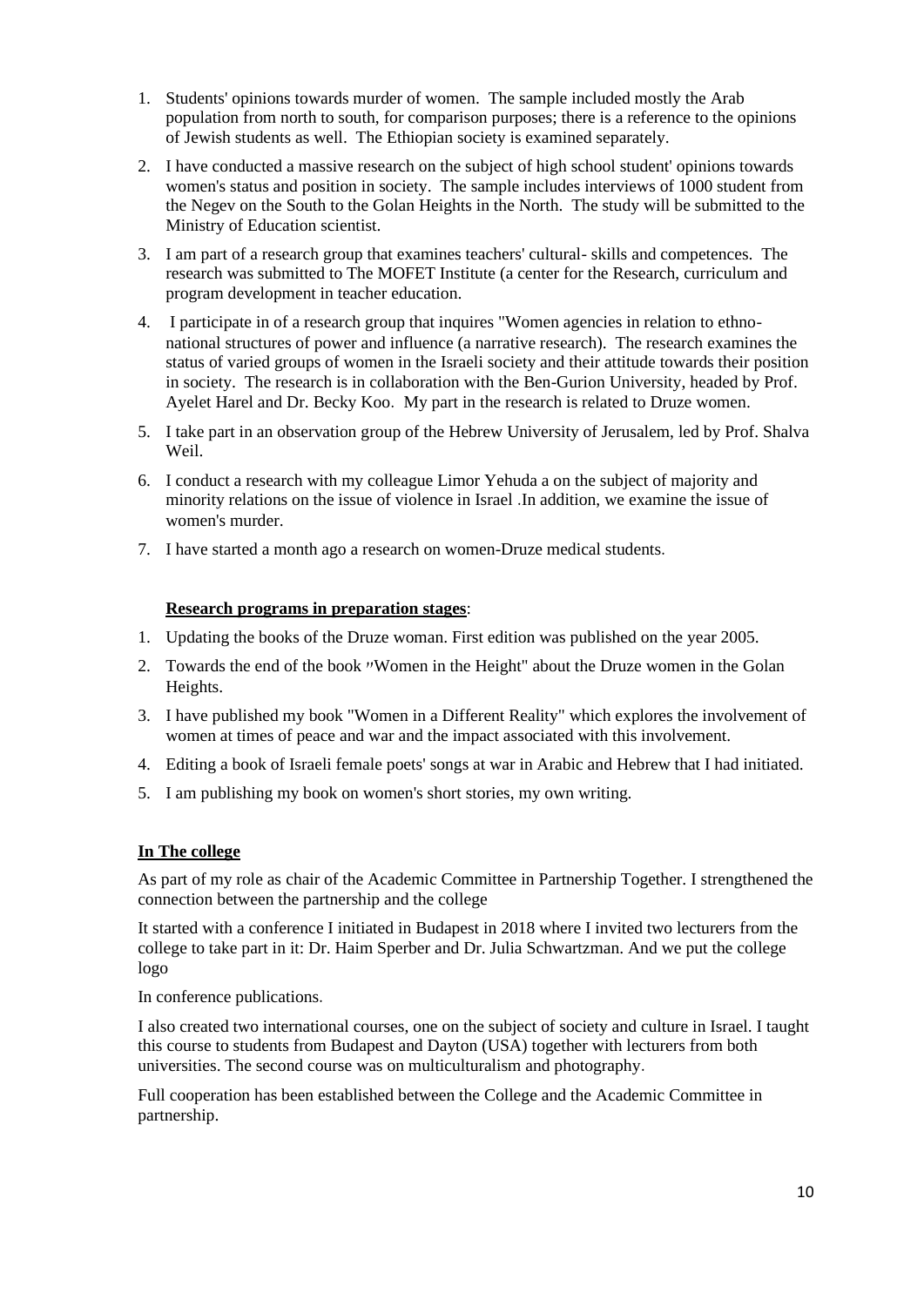1. Students' opinions towards murder of women. The sample included mostly the Arab population from north to south, for comparison purposes; there is a reference to the opinions of Jewish students as well. The Ethiopian society is examined separately.
2. I have conducted a massive research on the subject of high school student' opinions towards women's status and position in society. The sample includes interviews of 1000 student from the Negev on the South to the Golan Heights in the North. The study will be submitted to the Ministry of Education scientist.
3. I am part of a research group that examines teachers' cultural- skills and competences. The research was submitted to The MOFET Institute (a center for the Research, curriculum and program development in teacher education.
4. I participate in of a research group that inquires "Women agencies in relation to ethno-national structures of power and influence (a narrative research). The research examines the status of varied groups of women in the Israeli society and their attitude towards their position in society. The research is in collaboration with the Ben-Gurion University, headed by Prof. Ayelet Harel and Dr. Becky Koo. My part in the research is related to Druze women.
5. I take part in an observation group of the Hebrew University of Jerusalem, led by Prof. Shalva Weil.
6. I conduct a research with my colleague Limor Yehuda a on the subject of majority and minority relations on the issue of violence in Israel .In addition, we examine the issue of women's murder.
7. I have started a month ago a research on women-Druze medical students.

**Research programs in preparation stages**:

1. Updating the books of the Druze woman. First edition was published on the year 2005.
2. Towards the end of the book "Women in the Height" about the Druze women in the Golan Heights.
3. I have published my book "Women in a Different Reality" which explores the involvement of women at times of peace and war and the impact associated with this involvement.
4. Editing a book of Israeli female poets' songs at war in Arabic and Hebrew that I had initiated.
5. I am publishing my book on women's short stories, my own writing.

**In The college**

As part of my role as chair of the Academic Committee in Partnership Together. I strengthened the connection between the partnership and the college

It started with a conference I initiated in Budapest in 2018 where I invited two lecturers from the college to take part in it: Dr. Haim Sperber and Dr. Julia Schwartzman. And we put the college logo

In conference publications.

I also created two international courses, one on the subject of society and culture in Israel. I taught this course to students from Budapest and Dayton (USA) together with lecturers from both universities. The second course was on multiculturalism and photography.

Full cooperation has been established between the College and the Academic Committee in partnership.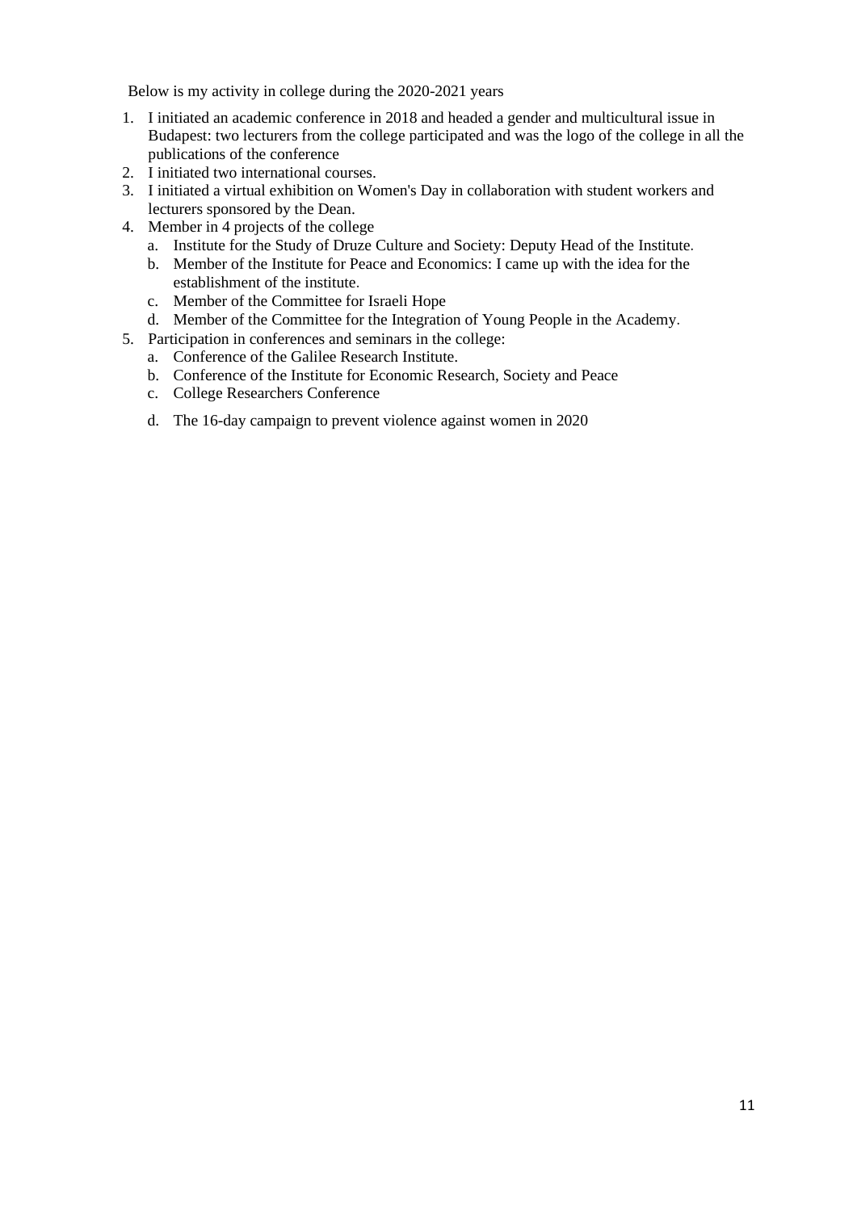Below is my activity in college during the 2020-2021 years

1. I initiated an academic conference in 2018 and headed a gender and multicultural issue in Budapest: two lecturers from the college participated and was the logo of the college in all the publications of the conference
2. I initiated two international courses.
3. I initiated a virtual exhibition on Women's Day in collaboration with student workers and lecturers sponsored by the Dean.
4. Member in 4 projects of the college
   a. Institute for the Study of Druze Culture and Society: Deputy Head of the Institute.
   b. Member of the Institute for Peace and Economics: I came up with the idea for the establishment of the institute.
   c. Member of the Committee for Israeli Hope
   d. Member of the Committee for the Integration of Young People in the Academy.
5. Participation in conferences and seminars in the college:
   a. Conference of the Galilee Research Institute.
   b. Conference of the Institute for Economic Research, Society and Peace
   c. College Researchers Conference
   d. The 16-day campaign to prevent violence against women in 2020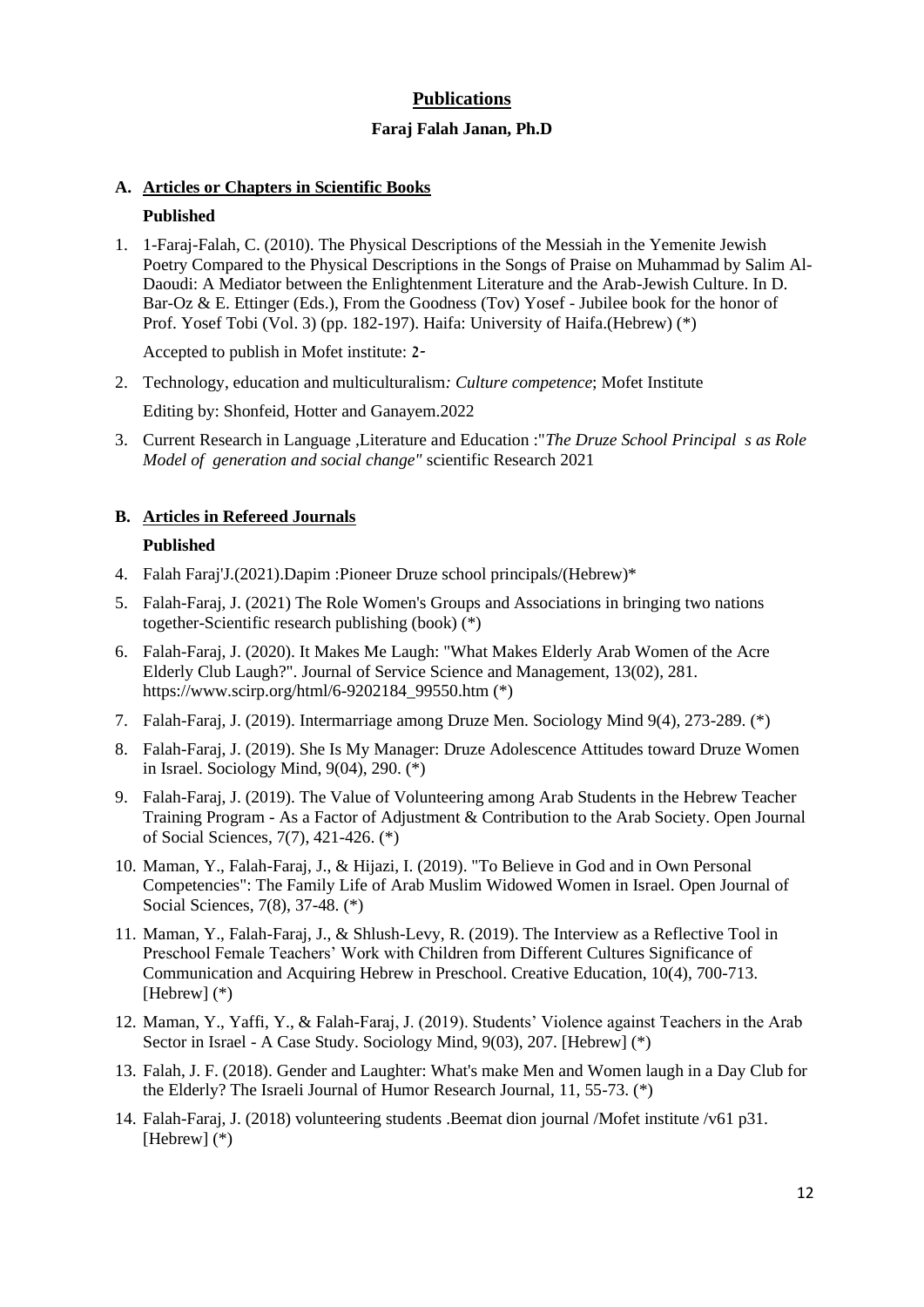## Publications

**Faraj Falah Janan, Ph.D**

### A. Articles or Chapters in Scientific Books

**Published**

1. 1-Faraj-Falah, C. (2010). The Physical Descriptions of the Messiah in the Yemenite Jewish Poetry Compared to the Physical Descriptions in the Songs of Praise on Muhammad by Salim Al-Daoudi: A Mediator between the Enlightenment Literature and the Arab-Jewish Culture. In D. Bar-Oz & E. Ettinger (Eds.), From the Goodness (Tov) Yosef - Jubilee book for the honor of Prof. Yosef Tobi (Vol. 3) (pp. 182-197). Haifa: University of Haifa.(Hebrew) (*)

   Accepted to publish in Mofet institute: 2-

2. Technology, education and multiculturalism*: Culture competence*; Mofet Institute

   Editing by: Shonfeid, Hotter and Ganayem.2022

3. Current Research in Language ,Literature and Education :"*The Druze School Principal s as Role Model of generation and social change"* scientific Research 2021

### B. Articles in Refereed Journals

**Published**

4. Falah Faraj'J.(2021).Dapim :Pioneer Druze school principals/(Hebrew)*
5. Falah-Faraj, J. (2021) The Role Women's Groups and Associations in bringing two nations together-Scientific research publishing (book) (*)
6. Falah-Faraj, J. (2020). It Makes Me Laugh: "What Makes Elderly Arab Women of the Acre Elderly Club Laugh?". Journal of Service Science and Management, 13(02), 281. https://www.scirp.org/html/6-9202184_99550.htm (*)
7. Falah-Faraj, J. (2019). Intermarriage among Druze Men. Sociology Mind 9(4), 273-289. (*)
8. Falah-Faraj, J. (2019). She Is My Manager: Druze Adolescence Attitudes toward Druze Women in Israel. Sociology Mind, 9(04), 290. (*)
9. Falah-Faraj, J. (2019). The Value of Volunteering among Arab Students in the Hebrew Teacher Training Program - As a Factor of Adjustment & Contribution to the Arab Society. Open Journal of Social Sciences, 7(7), 421-426. (*)
10. Maman, Y., Falah-Faraj, J., & Hijazi, I. (2019). "To Believe in God and in Own Personal Competencies": The Family Life of Arab Muslim Widowed Women in Israel. Open Journal of Social Sciences, 7(8), 37-48. (*)
11. Maman, Y., Falah-Faraj, J., & Shlush-Levy, R. (2019). The Interview as a Reflective Tool in Preschool Female Teachers' Work with Children from Different Cultures Significance of Communication and Acquiring Hebrew in Preschool. Creative Education, 10(4), 700-713. [Hebrew] (*)
12. Maman, Y., Yaffi, Y., & Falah-Faraj, J. (2019). Students' Violence against Teachers in the Arab Sector in Israel - A Case Study. Sociology Mind, 9(03), 207. [Hebrew] (*)
13. Falah, J. F. (2018). Gender and Laughter: What's make Men and Women laugh in a Day Club for the Elderly? The Israeli Journal of Humor Research Journal, 11, 55-73. (*)
14. Falah-Faraj, J. (2018) volunteering students .Beemat dion journal /Mofet institute /v61 p31. [Hebrew] (*)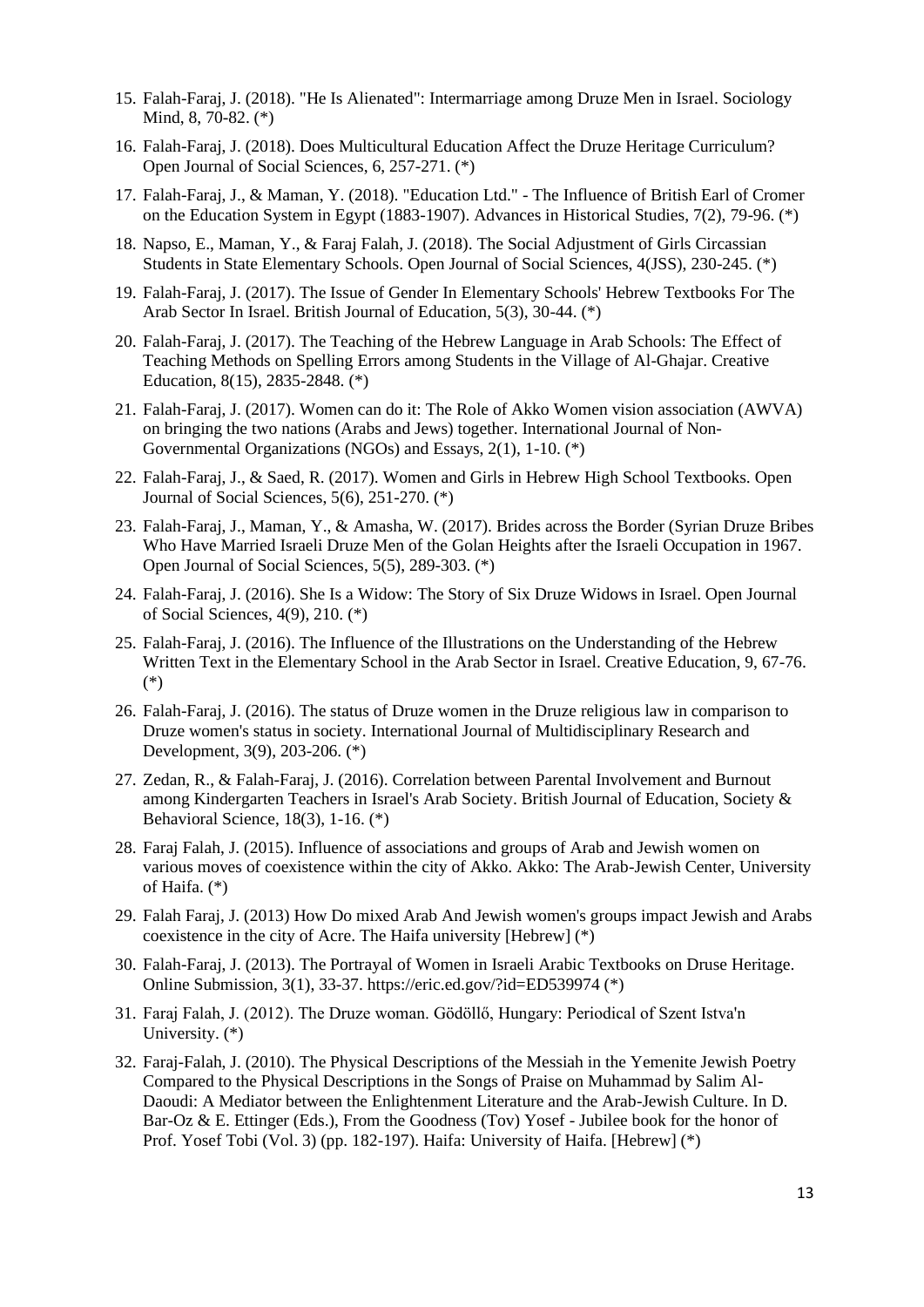15. Falah-Faraj, J. (2018). "He Is Alienated": Intermarriage among Druze Men in Israel. Sociology Mind, 8, 70-82. (*)
16. Falah-Faraj, J. (2018). Does Multicultural Education Affect the Druze Heritage Curriculum? Open Journal of Social Sciences, 6, 257-271. (*)
17. Falah-Faraj, J., & Maman, Y. (2018). "Education Ltd." - The Influence of British Earl of Cromer on the Education System in Egypt (1883-1907). Advances in Historical Studies, 7(2), 79-96. (*)
18. Napso, E., Maman, Y., & Faraj Falah, J. (2018). The Social Adjustment of Girls Circassian Students in State Elementary Schools. Open Journal of Social Sciences, 4(JSS), 230-245. (*)
19. Falah-Faraj, J. (2017). The Issue of Gender In Elementary Schools' Hebrew Textbooks For The Arab Sector In Israel. British Journal of Education, 5(3), 30-44. (*)
20. Falah-Faraj, J. (2017). The Teaching of the Hebrew Language in Arab Schools: The Effect of Teaching Methods on Spelling Errors among Students in the Village of Al-Ghajar. Creative Education, 8(15), 2835-2848. (*)
21. Falah-Faraj, J. (2017). Women can do it: The Role of Akko Women vision association (AWVA) on bringing the two nations (Arabs and Jews) together. International Journal of Non-Governmental Organizations (NGOs) and Essays, 2(1), 1-10. (*)
22. Falah-Faraj, J., & Saed, R. (2017). Women and Girls in Hebrew High School Textbooks. Open Journal of Social Sciences, 5(6), 251-270. (*)
23. Falah-Faraj, J., Maman, Y., & Amasha, W. (2017). Brides across the Border (Syrian Druze Bribes Who Have Married Israeli Druze Men of the Golan Heights after the Israeli Occupation in 1967. Open Journal of Social Sciences, 5(5), 289-303. (*)
24. Falah-Faraj, J. (2016). She Is a Widow: The Story of Six Druze Widows in Israel. Open Journal of Social Sciences, 4(9), 210. (*)
25. Falah-Faraj, J. (2016). The Influence of the Illustrations on the Understanding of the Hebrew Written Text in the Elementary School in the Arab Sector in Israel. Creative Education, 9, 67-76. (*)
26. Falah-Faraj, J. (2016). The status of Druze women in the Druze religious law in comparison to Druze women's status in society. International Journal of Multidisciplinary Research and Development, 3(9), 203-206. (*)
27. Zedan, R., & Falah-Faraj, J. (2016). Correlation between Parental Involvement and Burnout among Kindergarten Teachers in Israel's Arab Society. British Journal of Education, Society & Behavioral Science, 18(3), 1-16. (*)
28. Faraj Falah, J. (2015). Influence of associations and groups of Arab and Jewish women on various moves of coexistence within the city of Akko. Akko: The Arab-Jewish Center, University of Haifa. (*)
29. Falah Faraj, J. (2013) How Do mixed Arab And Jewish women's groups impact Jewish and Arabs coexistence in the city of Acre. The Haifa university [Hebrew] (*)
30. Falah-Faraj, J. (2013). The Portrayal of Women in Israeli Arabic Textbooks on Druse Heritage. Online Submission, 3(1), 33-37. https://eric.ed.gov/?id=ED539974 (*)
31. Faraj Falah, J. (2012). The Druze woman. Gödöllő, Hungary: Periodical of Szent Istva'n University. (*)
32. Faraj-Falah, J. (2010). The Physical Descriptions of the Messiah in the Yemenite Jewish Poetry Compared to the Physical Descriptions in the Songs of Praise on Muhammad by Salim Al-Daoudi: A Mediator between the Enlightenment Literature and the Arab-Jewish Culture. In D. Bar-Oz & E. Ettinger (Eds.), From the Goodness (Tov) Yosef - Jubilee book for the honor of Prof. Yosef Tobi (Vol. 3) (pp. 182-197). Haifa: University of Haifa. [Hebrew] (*)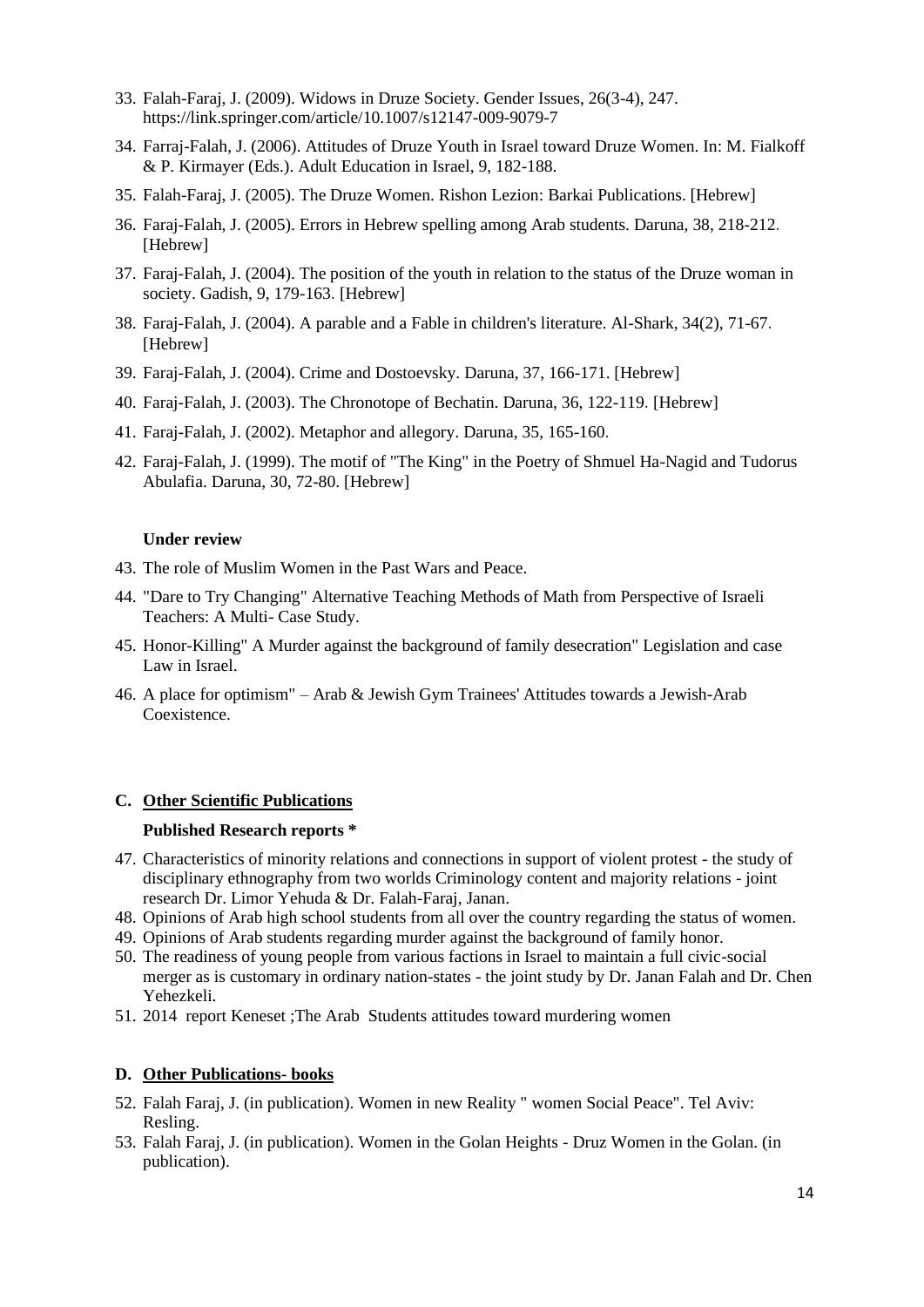33. Falah-Faraj, J. (2009). Widows in Druze Society. Gender Issues, 26(3-4), 247. https://link.springer.com/article/10.1007/s12147-009-9079-7
34. Farraj-Falah, J. (2006). Attitudes of Druze Youth in Israel toward Druze Women. In: M. Fialkoff & P. Kirmayer (Eds.). Adult Education in Israel, 9, 182-188.
35. Falah-Faraj, J. (2005). The Druze Women. Rishon Lezion: Barkai Publications. [Hebrew]
36. Faraj-Falah, J. (2005). Errors in Hebrew spelling among Arab students. Daruna, 38, 218-212. [Hebrew]
37. Faraj-Falah, J. (2004). The position of the youth in relation to the status of the Druze woman in society. Gadish, 9, 179-163. [Hebrew]
38. Faraj-Falah, J. (2004). A parable and a Fable in children's literature. Al-Shark, 34(2), 71-67. [Hebrew]
39. Faraj-Falah, J. (2004). Crime and Dostoevsky. Daruna, 37, 166-171. [Hebrew]
40. Faraj-Falah, J. (2003). The Chronotope of Bechatin. Daruna, 36, 122-119. [Hebrew]
41. Faraj-Falah, J. (2002). Metaphor and allegory. Daruna, 35, 165-160.
42. Faraj-Falah, J. (1999). The motif of "The King" in the Poetry of Shmuel Ha-Nagid and Tudorus Abulafia. Daruna, 30, 72-80. [Hebrew]

**Under review**

43. The role of Muslim Women in the Past Wars and Peace.
44. "Dare to Try Changing" Alternative Teaching Methods of Math from Perspective of Israeli Teachers: A Multi- Case Study.
45. Honor-Killing" A Murder against the background of family desecration" Legislation and case Law in Israel.
46. A place for optimism" – Arab & Jewish Gym Trainees' Attitudes towards a Jewish-Arab Coexistence.

**C. <u>Other Scientific Publications</u>**

**Published Research reports ***

47. Characteristics of minority relations and connections in support of violent protest - the study of disciplinary ethnography from two worlds Criminology content and majority relations - joint research Dr. Limor Yehuda & Dr. Falah-Faraj, Janan.
48. Opinions of Arab high school students from all over the country regarding the status of women.
49. Opinions of Arab students regarding murder against the background of family honor.
50. The readiness of young people from various factions in Israel to maintain a full civic-social merger as is customary in ordinary nation-states - the joint study by Dr. Janan Falah and Dr. Chen Yehezkeli.
51. 2014 report Keneset ;The Arab Students attitudes toward murdering women

**D. <u>Other Publications- books</u>**

52. Falah Faraj, J. (in publication). Women in new Reality " women Social Peace". Tel Aviv: Resling.
53. Falah Faraj, J. (in publication). Women in the Golan Heights - Druz Women in the Golan. (in publication).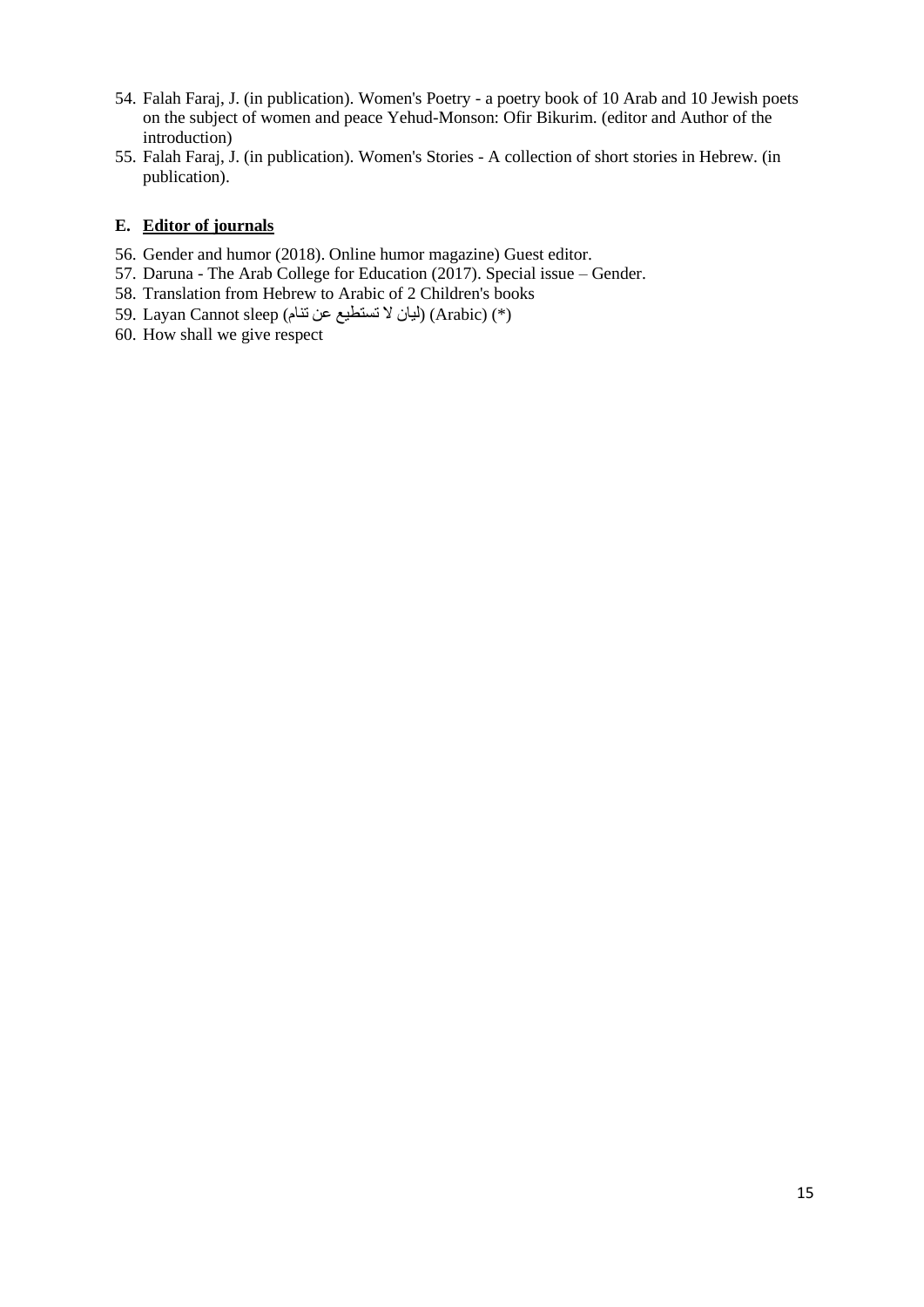54. Falah Faraj, J. (in publication). Women's Poetry - a poetry book of 10 Arab and 10 Jewish poets on the subject of women and peace Yehud-Monson: Ofir Bikurim. (editor and Author of the introduction)
55. Falah Faraj, J. (in publication). Women's Stories - A collection of short stories in Hebrew. (in publication).

**E. <u>Editor of journals</u>**

56. Gender and humor (2018). Online humor magazine) Guest editor.
57. Daruna - The Arab College for Education (2017). Special issue – Gender.
58. Translation from Hebrew to Arabic of 2 Children's books
59. Layan Cannot sleep (ليان لا تستطيع عن تنام) (Arabic) (*)
60. How shall we give respect